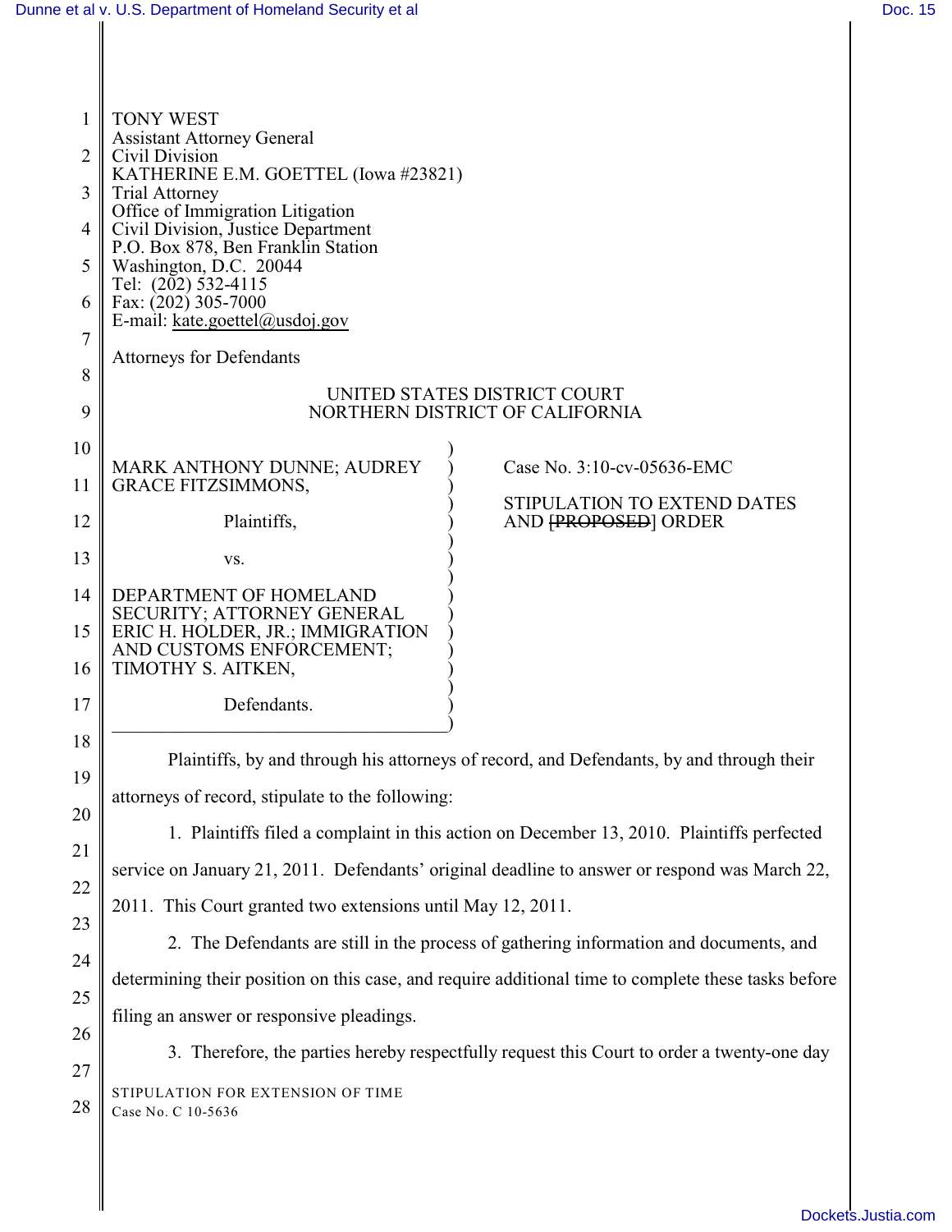TONY WEST
Assistant Attorney General
Civil Division
KATHERINE E.M. GOETTEL (Iowa #23821)
Trial Attorney
Office of Immigration Litigation
Civil Division, Justice Department
P.O. Box 878, Ben Franklin Station
Washington, D.C. 20044
Tel: (202) 532-4115
Fax: (202) 305-7000
E-mail: kate.goettel@usdoj.gov

Attorneys for Defendants

UNITED STATES DISTRICT COURT
NORTHERN DISTRICT OF CALIFORNIA

MARK ANTHONY DUNNE; AUDREY GRACE FITZSIMMONS,

Plaintiffs,

vs.

DEPARTMENT OF HOMELAND SECURITY; ATTORNEY GENERAL ERIC H. HOLDER, JR.; IMMIGRATION AND CUSTOMS ENFORCEMENT; TIMOTHY S. AITKEN,

Defendants.

Case No. 3:10-cv-05636-EMC

STIPULATION TO EXTEND DATES AND ~~[PROPOSED]~~ ORDER

Plaintiffs, by and through his attorneys of record, and Defendants, by and through their attorneys of record, stipulate to the following:

1. Plaintiffs filed a complaint in this action on December 13, 2010. Plaintiffs perfected service on January 21, 2011. Defendants' original deadline to answer or respond was March 22, 2011. This Court granted two extensions until May 12, 2011.

2. The Defendants are still in the process of gathering information and documents, and determining their position on this case, and require additional time to complete these tasks before filing an answer or responsive pleadings.

3. Therefore, the parties hereby respectfully request this Court to order a twenty-one day

STIPULATION FOR EXTENSION OF TIME
Case No. C 10-5636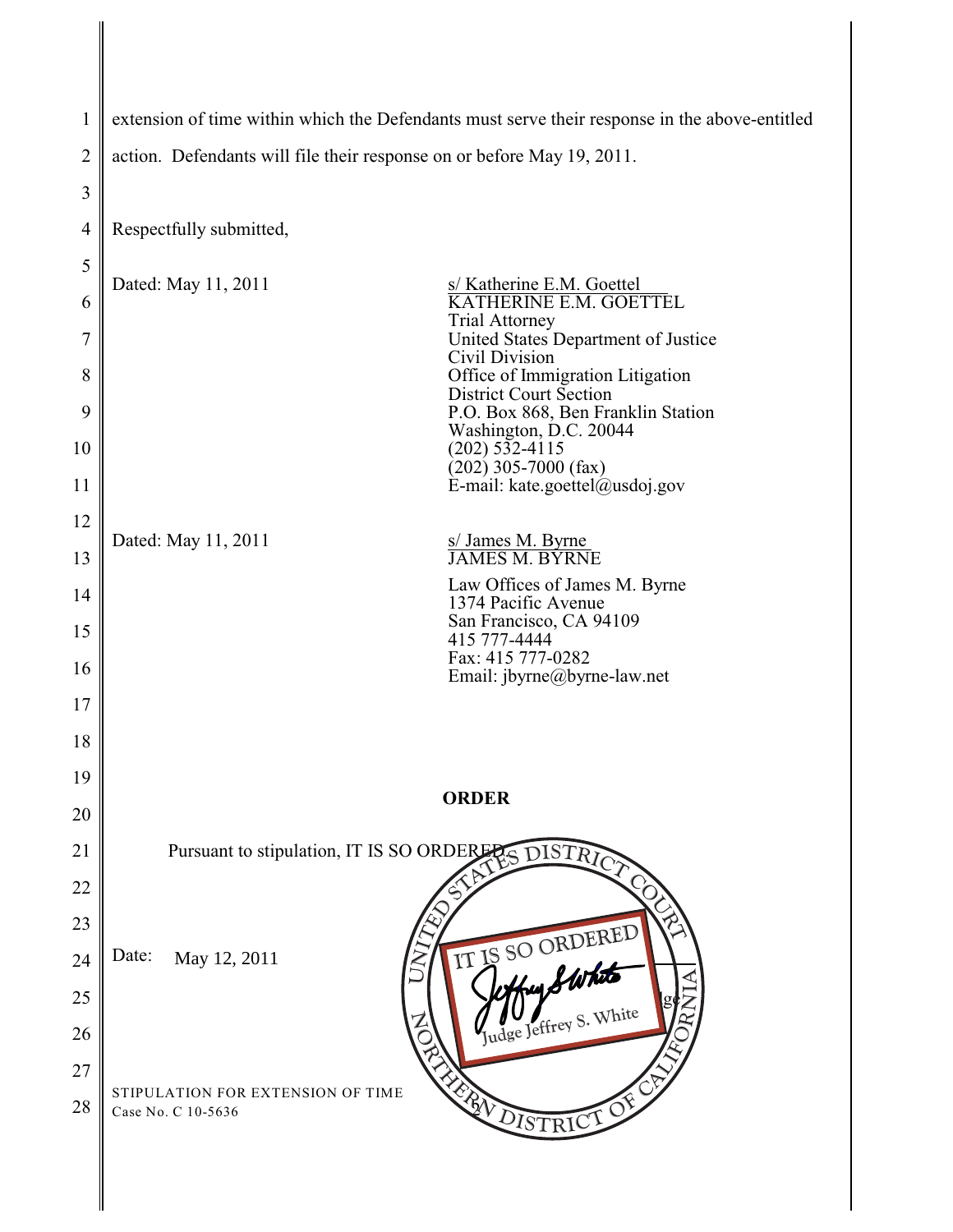extension of time within which the Defendants must serve their response in the above-entitled action. Defendants will file their response on or before May 19, 2011.

Respectfully submitted,

Dated: May 11, 2011

s/ Katherine E.M. Goettel
KATHERINE E.M. GOETTEL
Trial Attorney
United States Department of Justice
Civil Division
Office of Immigration Litigation
District Court Section
P.O. Box 868, Ben Franklin Station
Washington, D.C. 20044
(202) 532-4115
(202) 305-7000 (fax)
E-mail: kate.goettel@usdoj.gov

Dated: May 11, 2011

s/ James M. Byrne
JAMES M. BYRNE

Law Offices of James M. Byrne
1374 Pacific Avenue
San Francisco, CA 94109
415 777-4444
Fax: 415 777-0282
Email: jbyrne@byrne-law.net

**ORDER**

Pursuant to stipulation, IT IS SO ORDERED.

Date: May 12, 2011

UNITED STATES DISTRICT COURT NORTHERN DISTRICT OF CALIFORNIA

IT IS SO ORDERED

Judge Jeffrey S. White

STIPULATION FOR EXTENSION OF TIME
Case No. C 10-5636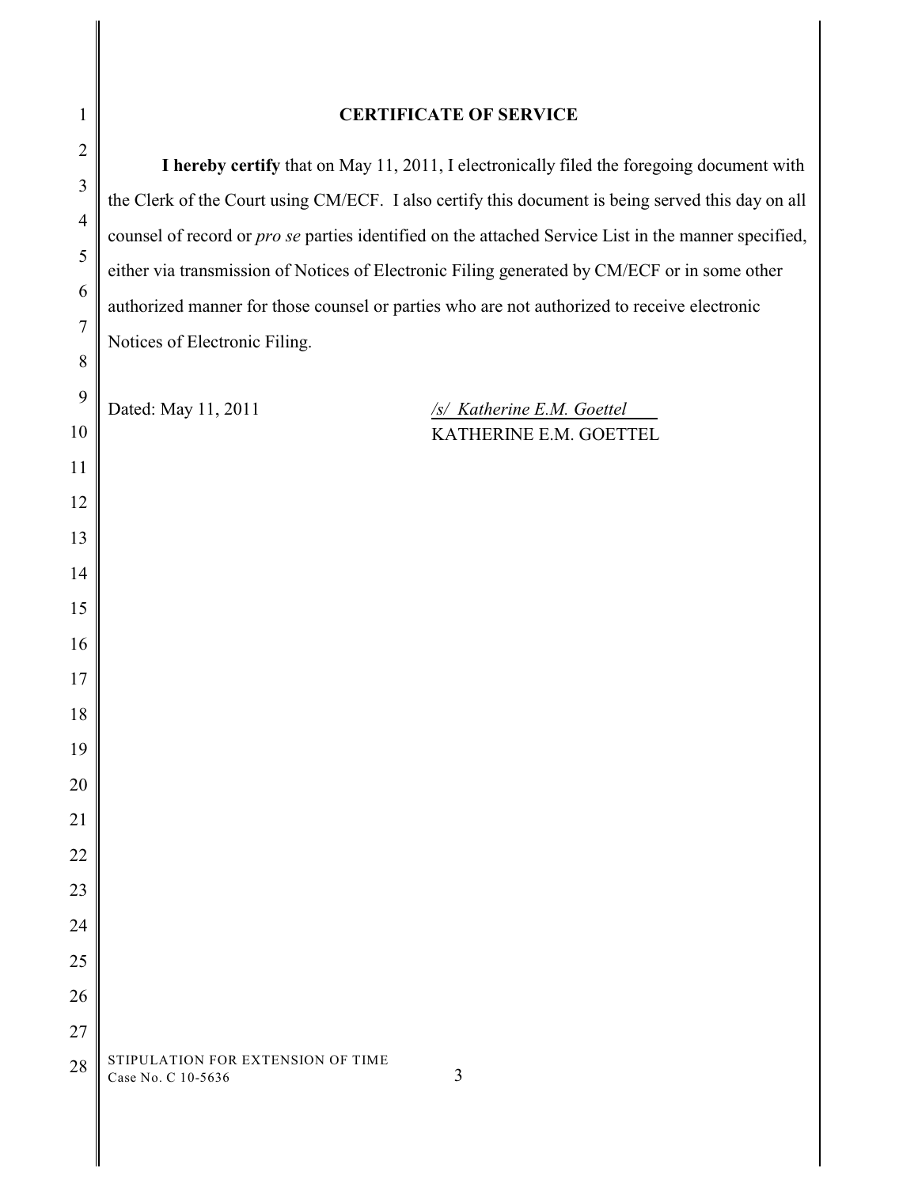**CERTIFICATE OF SERVICE**

**I hereby certify** that on May 11, 2011, I electronically filed the foregoing document with the Clerk of the Court using CM/ECF. I also certify this document is being served this day on all counsel of record or *pro se* parties identified on the attached Service List in the manner specified, either via transmission of Notices of Electronic Filing generated by CM/ECF or in some other authorized manner for those counsel or parties who are not authorized to receive electronic Notices of Electronic Filing.

Dated: May 11, 2011

*/s/ Katherine E.M. Goettel*
KATHERINE E.M. GOETTEL

STIPULATION FOR EXTENSION OF TIME
Case No. C 10-5636